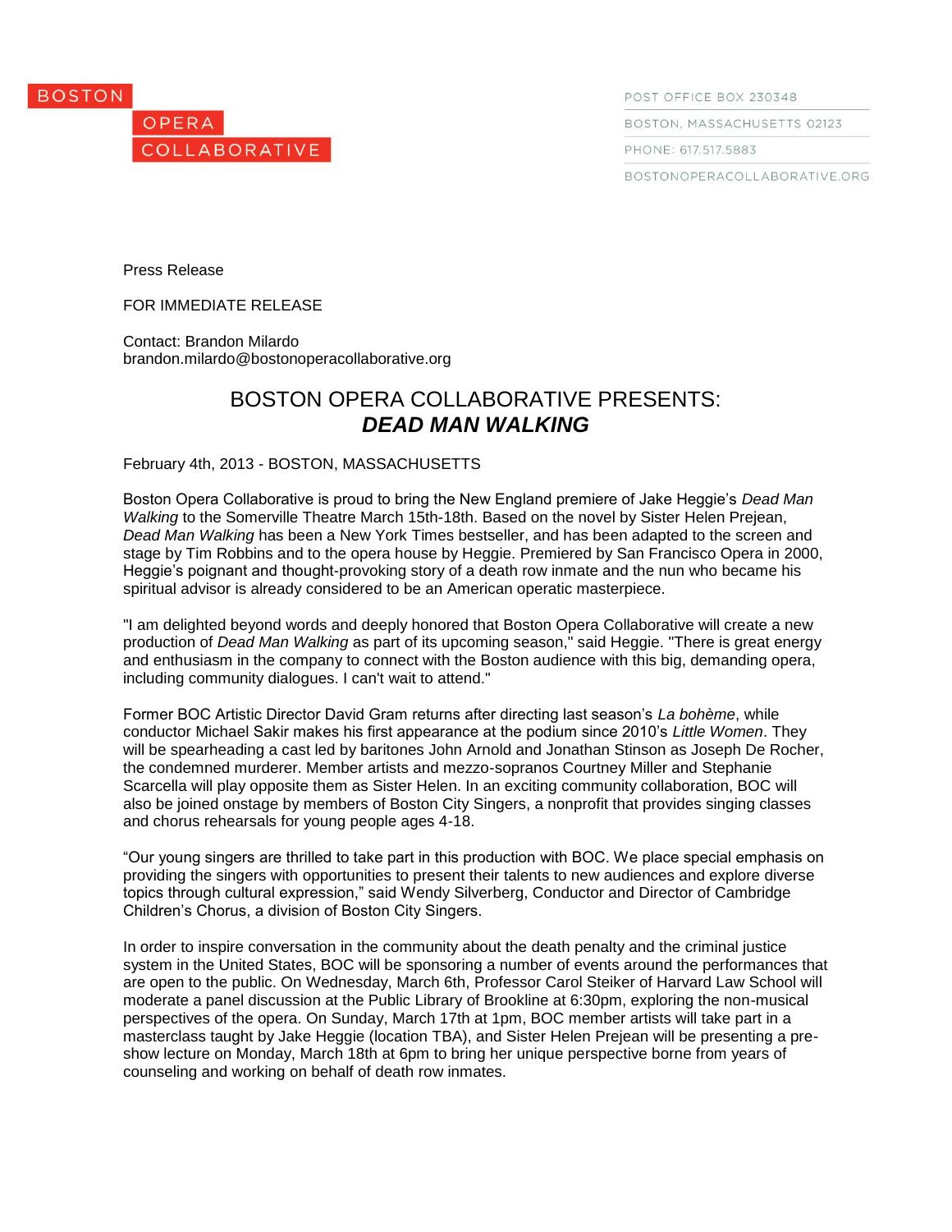BOSTON
OPERA
COLLABORATIVE

POST OFFICE BOX 230348
BOSTON, MASSACHUSETTS 02123
PHONE: 617.517.5883
BOSTONOPERACOLLABORATIVE.ORG

Press Release

FOR IMMEDIATE RELEASE

Contact: Brandon Milardo
brandon.milardo@bostonoperacollaborative.org

# BOSTON OPERA COLLABORATIVE PRESENTS: ***DEAD MAN WALKING***

February 4th, 2013 - BOSTON, MASSACHUSETTS

Boston Opera Collaborative is proud to bring the New England premiere of Jake Heggie's *Dead Man Walking* to the Somerville Theatre March 15th-18th. Based on the novel by Sister Helen Prejean, *Dead Man Walking* has been a New York Times bestseller, and has been adapted to the screen and stage by Tim Robbins and to the opera house by Heggie. Premiered by San Francisco Opera in 2000, Heggie's poignant and thought-provoking story of a death row inmate and the nun who became his spiritual advisor is already considered to be an American operatic masterpiece.

"I am delighted beyond words and deeply honored that Boston Opera Collaborative will create a new production of *Dead Man Walking* as part of its upcoming season," said Heggie. "There is great energy and enthusiasm in the company to connect with the Boston audience with this big, demanding opera, including community dialogues. I can't wait to attend."

Former BOC Artistic Director David Gram returns after directing last season's *La bohème*, while conductor Michael Sakir makes his first appearance at the podium since 2010's *Little Women*. They will be spearheading a cast led by baritones John Arnold and Jonathan Stinson as Joseph De Rocher, the condemned murderer. Member artists and mezzo-sopranos Courtney Miller and Stephanie Scarcella will play opposite them as Sister Helen. In an exciting community collaboration, BOC will also be joined onstage by members of Boston City Singers, a nonprofit that provides singing classes and chorus rehearsals for young people ages 4-18.

"Our young singers are thrilled to take part in this production with BOC. We place special emphasis on providing the singers with opportunities to present their talents to new audiences and explore diverse topics through cultural expression," said Wendy Silverberg, Conductor and Director of Cambridge Children's Chorus, a division of Boston City Singers.

In order to inspire conversation in the community about the death penalty and the criminal justice system in the United States, BOC will be sponsoring a number of events around the performances that are open to the public. On Wednesday, March 6th, Professor Carol Steiker of Harvard Law School will moderate a panel discussion at the Public Library of Brookline at 6:30pm, exploring the non-musical perspectives of the opera. On Sunday, March 17th at 1pm, BOC member artists will take part in a masterclass taught by Jake Heggie (location TBA), and Sister Helen Prejean will be presenting a pre-show lecture on Monday, March 18th at 6pm to bring her unique perspective borne from years of counseling and working on behalf of death row inmates.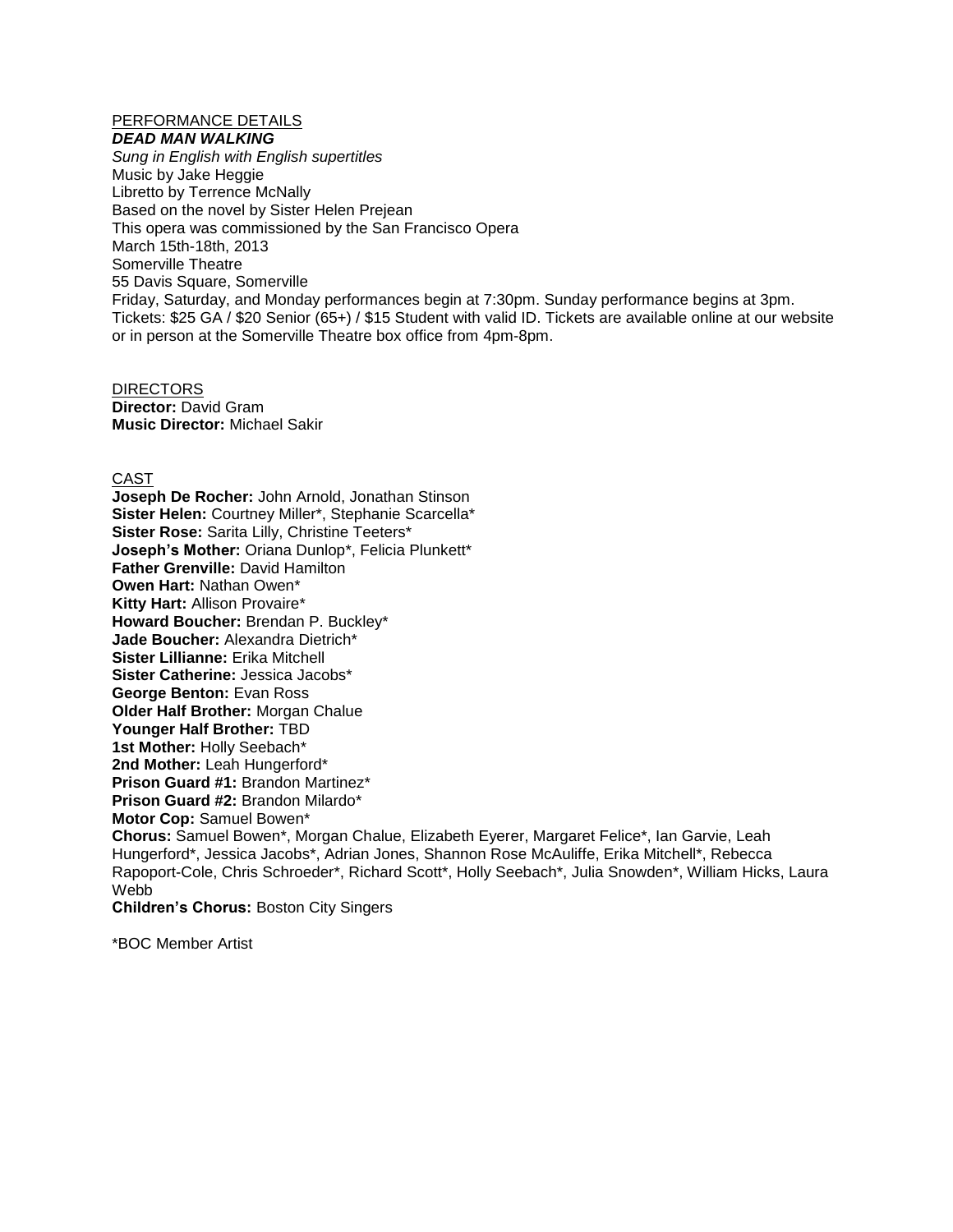## PERFORMANCE DETAILS

***DEAD MAN WALKING***

*Sung in English with English supertitles*

Music by Jake Heggie
Libretto by Terrence McNally
Based on the novel by Sister Helen Prejean
This opera was commissioned by the San Francisco Opera
March 15th-18th, 2013
Somerville Theatre
55 Davis Square, Somerville
Friday, Saturday, and Monday performances begin at 7:30pm. Sunday performance begins at 3pm.
Tickets: $25 GA / $20 Senior (65+) / $15 Student with valid ID. Tickets are available online at our website or in person at the Somerville Theatre box office from 4pm-8pm.

## DIRECTORS

**Director:** David Gram
**Music Director:** Michael Sakir

## CAST

**Joseph De Rocher:** John Arnold, Jonathan Stinson
**Sister Helen:** Courtney Miller*, Stephanie Scarcella*
**Sister Rose:** Sarita Lilly, Christine Teeters*
**Joseph's Mother:** Oriana Dunlop*, Felicia Plunkett*
**Father Grenville:** David Hamilton
**Owen Hart:** Nathan Owen*
**Kitty Hart:** Allison Provaire*
**Howard Boucher:** Brendan P. Buckley*
**Jade Boucher:** Alexandra Dietrich*
**Sister Lillianne:** Erika Mitchell
**Sister Catherine:** Jessica Jacobs*
**George Benton:** Evan Ross
**Older Half Brother:** Morgan Chalue
**Younger Half Brother:** TBD
**1st Mother:** Holly Seebach*
**2nd Mother:** Leah Hungerford*
**Prison Guard #1:** Brandon Martinez*
**Prison Guard #2:** Brandon Milardo*
**Motor Cop:** Samuel Bowen*
**Chorus:** Samuel Bowen*, Morgan Chalue, Elizabeth Eyerer, Margaret Felice*, Ian Garvie, Leah Hungerford*, Jessica Jacobs*, Adrian Jones, Shannon Rose McAuliffe, Erika Mitchell*, Rebecca Rapoport-Cole, Chris Schroeder*, Richard Scott*, Holly Seebach*, Julia Snowden*, William Hicks, Laura Webb
**Children's Chorus:** Boston City Singers

*BOC Member Artist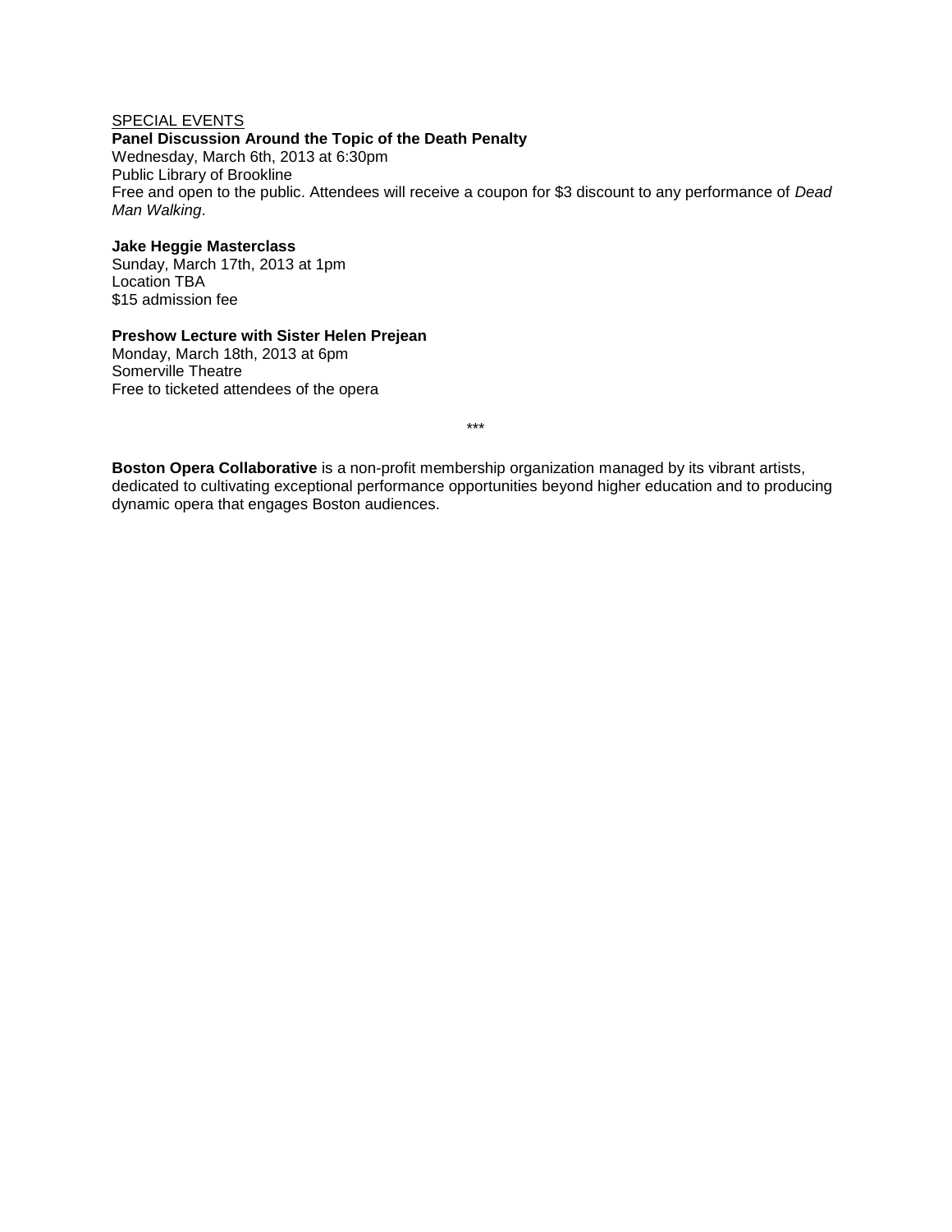<u>SPECIAL EVENTS</u>

**Panel Discussion Around the Topic of the Death Penalty**
Wednesday, March 6th, 2013 at 6:30pm
Public Library of Brookline
Free and open to the public. Attendees will receive a coupon for $3 discount to any performance of *Dead Man Walking*.

**Jake Heggie Masterclass**
Sunday, March 17th, 2013 at 1pm
Location TBA
$15 admission fee

**Preshow Lecture with Sister Helen Prejean**
Monday, March 18th, 2013 at 6pm
Somerville Theatre
Free to ticketed attendees of the opera

***

**Boston Opera Collaborative** is a non-profit membership organization managed by its vibrant artists, dedicated to cultivating exceptional performance opportunities beyond higher education and to producing dynamic opera that engages Boston audiences.